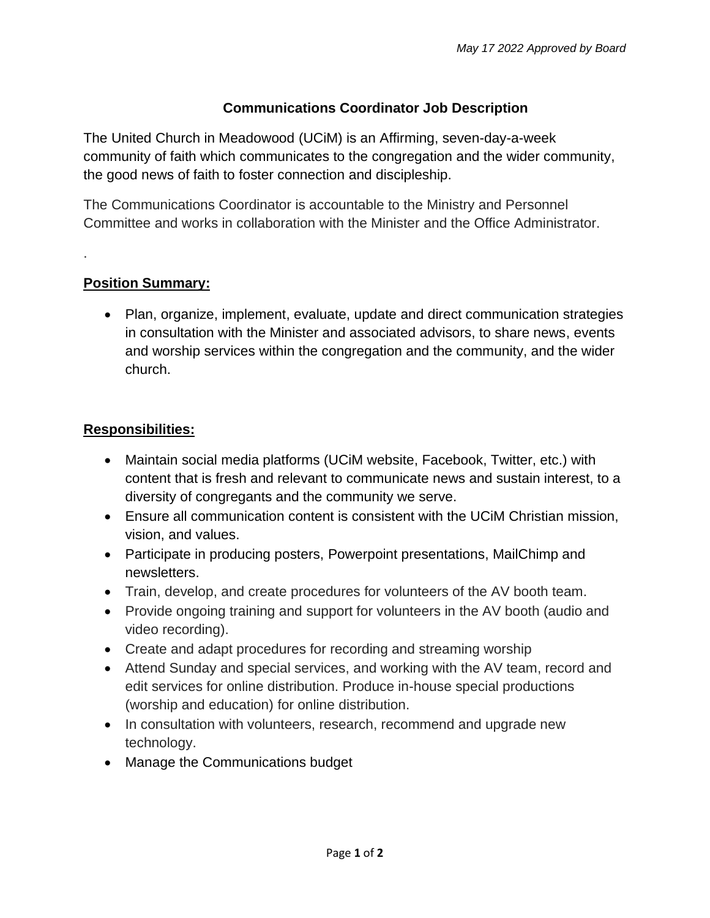*May 17 2022 Approved by Board*

# Communications Coordinator Job Description

The United Church in Meadowood (UCiM) is an Affirming, seven-day-a-week community of faith which communicates to the congregation and the wider community, the good news of faith to foster connection and discipleship.

The Communications Coordinator is accountable to the Ministry and Personnel Committee and works in collaboration with the Minister and the Office Administrator.

.

## Position Summary:

- Plan, organize, implement, evaluate, update and direct communication strategies in consultation with the Minister and associated advisors, to share news, events and worship services within the congregation and the community, and the wider church.

## Responsibilities:

- Maintain social media platforms (UCiM website, Facebook, Twitter, etc.) with content that is fresh and relevant to communicate news and sustain interest, to a diversity of congregants and the community we serve.
- Ensure all communication content is consistent with the UCiM Christian mission, vision, and values.
- Participate in producing posters, Powerpoint presentations, MailChimp and newsletters.
- Train, develop, and create procedures for volunteers of the AV booth team.
- Provide ongoing training and support for volunteers in the AV booth (audio and video recording).
- Create and adapt procedures for recording and streaming worship
- Attend Sunday and special services, and working with the AV team, record and edit services for online distribution. Produce in-house special productions (worship and education) for online distribution.
- In consultation with volunteers, research, recommend and upgrade new technology.
- Manage the Communications budget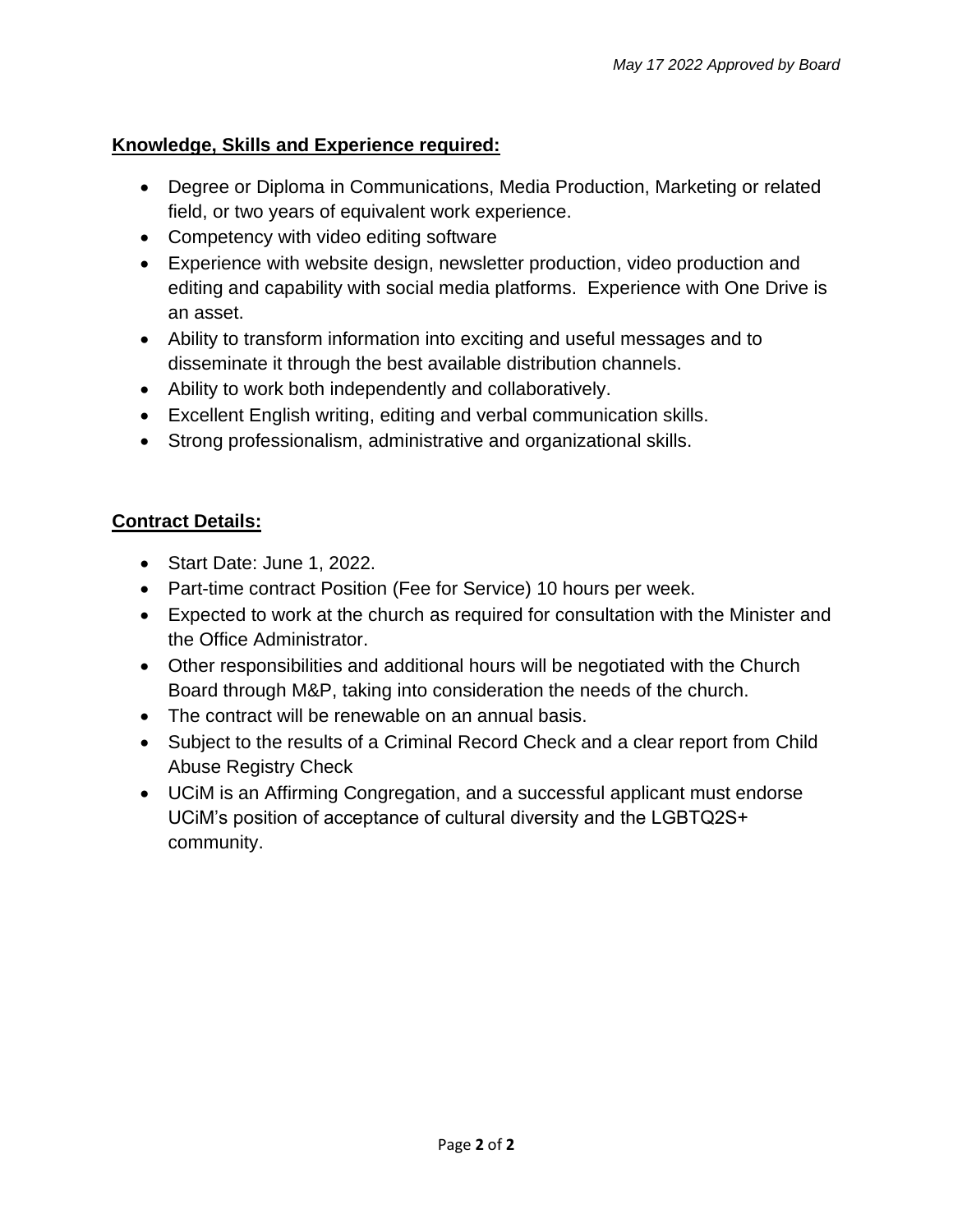*May 17 2022 Approved by Board*

**Knowledge, Skills and Experience required:**

- Degree or Diploma in Communications, Media Production, Marketing or related field, or two years of equivalent work experience.
- Competency with video editing software
- Experience with website design, newsletter production, video production and editing and capability with social media platforms. Experience with One Drive is an asset.
- Ability to transform information into exciting and useful messages and to disseminate it through the best available distribution channels.
- Ability to work both independently and collaboratively.
- Excellent English writing, editing and verbal communication skills.
- Strong professionalism, administrative and organizational skills.

**Contract Details:**

- Start Date: June 1, 2022.
- Part-time contract Position (Fee for Service) 10 hours per week.
- Expected to work at the church as required for consultation with the Minister and the Office Administrator.
- Other responsibilities and additional hours will be negotiated with the Church Board through M&P, taking into consideration the needs of the church.
- The contract will be renewable on an annual basis.
- Subject to the results of a Criminal Record Check and a clear report from Child Abuse Registry Check
- UCiM is an Affirming Congregation, and a successful applicant must endorse UCiM's position of acceptance of cultural diversity and the LGBTQ2S+ community.